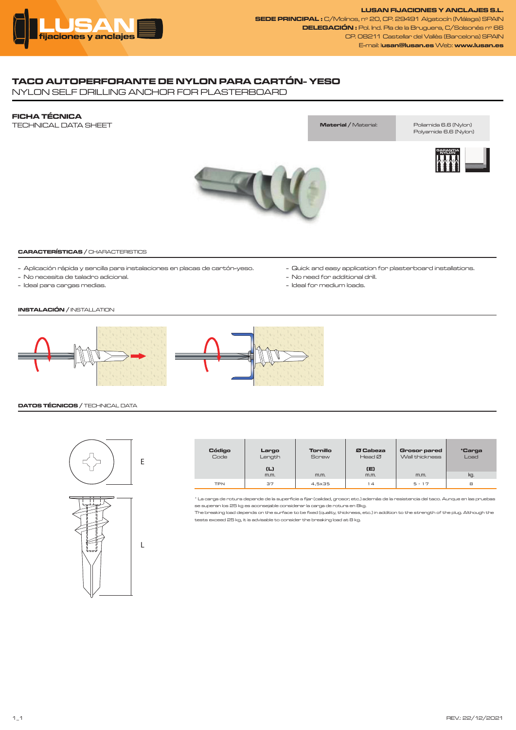**LUSAN FIJACIONES Y ANCLAJES S.L.**
**SEDE PRINCIPAL :** C/Molinos, nº 20, CP. 29491 Algatocín (Málaga) SPAIN
**DELEGACIÓN :** Pol. Ind. Pla de la Bruguera, C/Solsonés nº 66
CP. 08211 Castellar del Vallès (Barcelona) SPAIN
E-mail: **lusan@lusan.es** Web: **www.lusan.es**

# TACO AUTOPERFORANTE DE NYLON PARA CARTÓN- YESO

NYLON SELF DRILLING ANCHOR FOR PLASTERBOARD

## FICHA TÉCNICA

TECHNICAL DATA SHEET

| **Material** / Material: | Poliamida 6.6 (Nylon) Polyamide 6.6 (Nylon) |
|---|---|

GARANTIA NYLON

### CARACTERÍSTICAS / CHARACTERISTICS

- Aplicación rápida y sencilla para instalaciones en placas de cartón-yeso.
- No necesita de taladro adicional.
- Ideal para cargas medias.

- Quick and easy application for plasterboard installations.
- No need for additional drill.
- Ideal for medium loads.

### INSTALACIÓN / INSTALLATION

### DATOS TÉCNICOS / TECHNICAL DATA

E

L

| **Código** Code | **Largo** Length (L) m.m. | **Tornillo** Screw m.m. | **Ø Cabeza** Head Ø (E) m.m. | **Grosor pared** Wall thickness m.m. | **\*Carga** Load kg. |
|---|---|---|---|---|---|
| TPN | 37 | 4,5x35 | 14 | 5 - 17 | 8 |

\* La carga de rotura depende de la superficie a fijar (calidad, grosor, etc.) además de la resistencia del taco. Aunque en las pruebas se superan los 25 kg es aconsejable considerar la carga de rotura en 8kg.
The breaking load depends on the surface to be fixed (quality, thickness, etc.) in addition to the strength of the plug. Although the tests exceed 25 kg, it is advisable to consider the breaking load at 8 kg.

REV.: 22/12/2021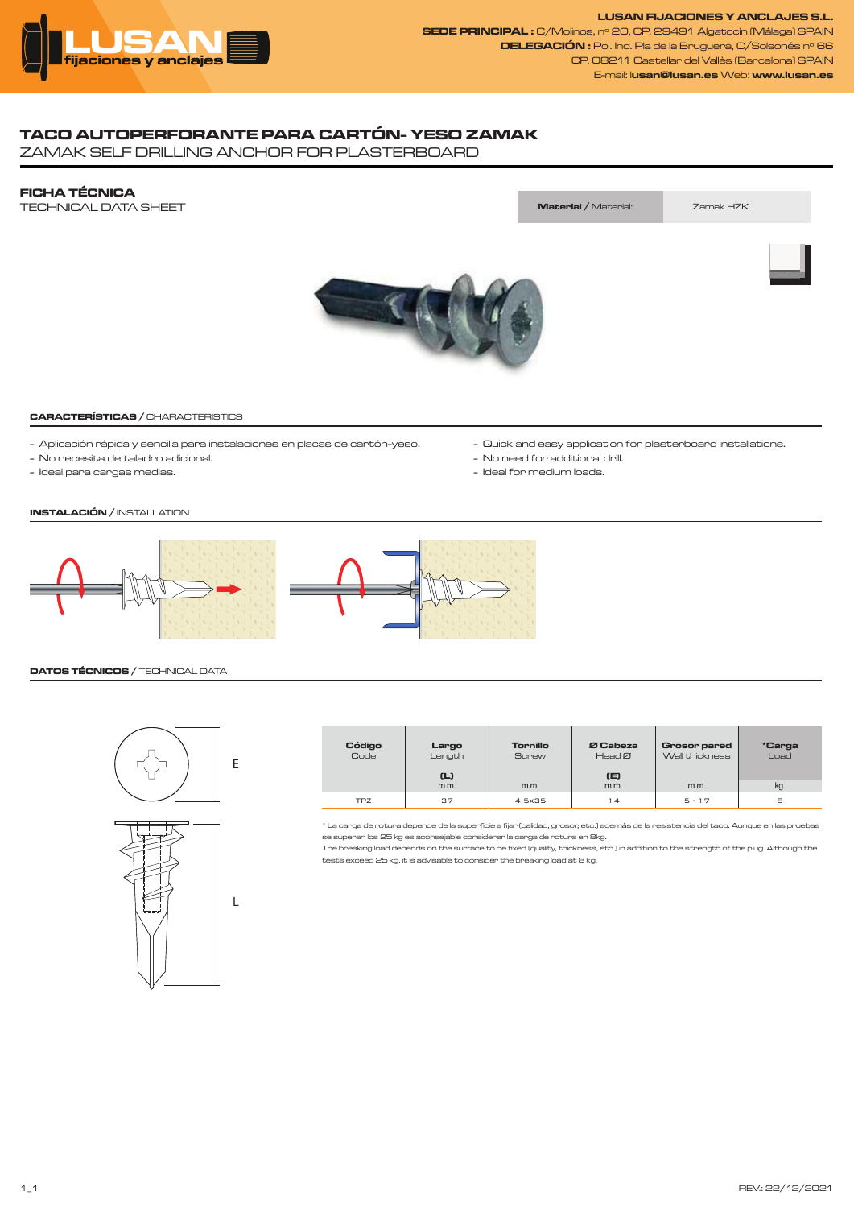LUSAN FIJACIONES Y ANCLAJES S.L.
**SEDE PRINCIPAL :** C/Molinos, nº 20, CP. 29491 Algatocín (Málaga) SPAIN
**DELEGACIÓN :** Pol. Ind. Pla de la Bruguera, C/Solsonés nº 66
CP. 08211 Castellar del Vallès (Barcelona) SPAIN
E-mail: **lusan@lusan.es** Web: **www.lusan.es**

# TACO AUTOPERFORANTE PARA CARTÓN- YESO ZAMAK
ZAMAK SELF DRILLING ANCHOR FOR PLASTERBOARD

## FICHA TÉCNICA
TECHNICAL DATA SHEET

| **Material** / Material: | Zamak HZK |
|---|---|

### CARACTERÍSTICAS / CHARACTERISTICS

- Aplicación rápida y sencilla para instalaciones en placas de cartón-yeso.
- No necesita de taladro adicional.
- Ideal para cargas medias.

- Quick and easy application for plasterboard installations.
- No need for additional drill.
- Ideal for medium loads.

### INSTALACIÓN / INSTALLATION

### DATOS TÉCNICOS / TECHNICAL DATA

E

L

| **Código** Code | **Largo** Length (L) m.m. | **Tornillo** Screw m.m. | **Ø Cabeza** Head Ø (E) m.m. | **Grosor pared** Wall thickness m.m. | ***Carga** Load kg. |
|---|---|---|---|---|---|
| TPZ | 37 | 4,5x35 | 14 | 5 - 17 | 8 |

* La carga de rotura depende de la superficie a fijar (calidad, grosor, etc.) además de la resistencia del taco. Aunque en las pruebas se superan los 25 kg es aconsejable considerar la carga de rotura en 8kg.
The breaking load depends on the surface to be fixed (quality, thickness, etc.) in addition to the strength of the plug. Although the tests exceed 25 kg, it is advisable to consider the breaking load at 8 kg.

REV.: 22/12/2021